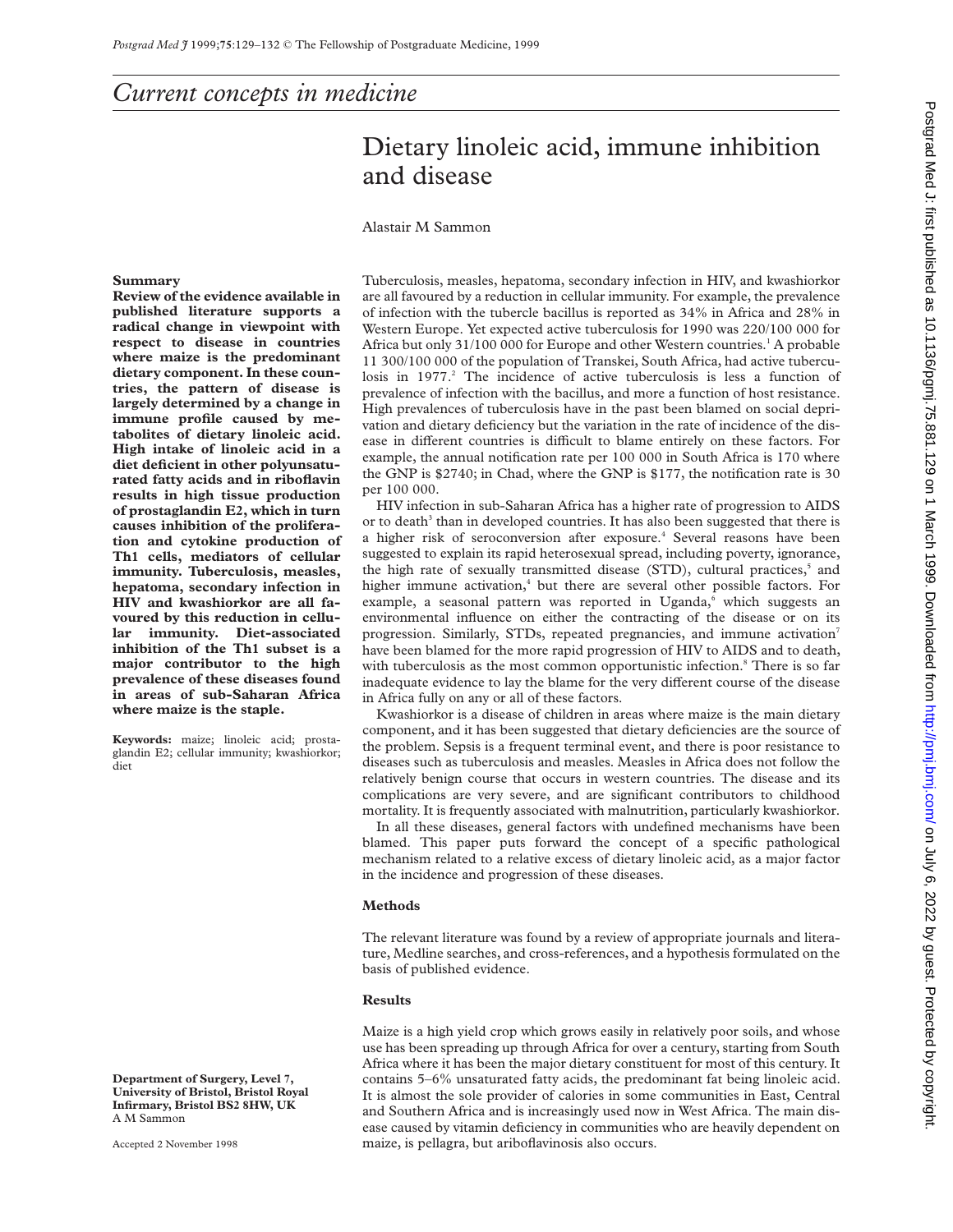*Current concepts in medicine*

# Dietary linoleic acid, immune inhibition and disease

Alastair M Sammon

**Summary**

**Review of the evidence available in published literature supports a radical change in viewpoint with respect to disease in countries where maize is the predominant dietary component. In these countries, the pattern of disease is largely determined by a change in immune profile caused by metabolites of dietary linoleic acid. High intake of linoleic acid in a diet deficient in other polyunsaturated fatty acids and in riboflavin results in high tissue production of prostaglandin E2, which in turn causes inhibition of the proliferation and cytokine production of Th1 cells, mediators of cellular immunity. Tuberculosis, measles, hepatoma, secondary infection in HIV and kwashiorkor are all favoured by this reduction in cellular immunity. Diet-associated inhibition of the Th1 subset is a major contributor to the high prevalence of these diseases found in areas of sub-Saharan Africa where maize is the staple.**

**Keywords:** maize; linoleic acid; prostaglandin E2; cellular immunity; kwashiorkor; diet

Tuberculosis, measles, hepatoma, secondary infection in HIV, and kwashiorkor are all favoured by a reduction in cellular immunity. For example, the prevalence of infection with the tubercle bacillus is reported as 34% in Africa and 28% in Western Europe. Yet expected active tuberculosis for 1990 was 220/100 000 for Africa but only 31/100 000 for Europe and other Western countries.[1] A probable 11 300/100 000 of the population of Transkei, South Africa, had active tuberculosis in 1977.[2] The incidence of active tuberculosis is less a function of prevalence of infection with the bacillus, and more a function of host resistance. High prevalences of tuberculosis have in the past been blamed on social deprivation and dietary deficiency but the variation in the rate of incidence of the disease in different countries is difficult to blame entirely on these factors. For example, the annual notification rate per 100 000 in South Africa is 170 where the GNP is \$2740; in Chad, where the GNP is \$177, the notification rate is 30 per 100 000.

HIV infection in sub-Saharan Africa has a higher rate of progression to AIDS or to death[3] than in developed countries. It has also been suggested that there is a higher risk of seroconversion after exposure.[4] Several reasons have been suggested to explain its rapid heterosexual spread, including poverty, ignorance, the high rate of sexually transmitted disease (STD), cultural practices,[5] and higher immune activation,[4] but there are several other possible factors. For example, a seasonal pattern was reported in Uganda,[6] which suggests an environmental influence on either the contracting of the disease or on its progression. Similarly, STDs, repeated pregnancies, and immune activation[7] have been blamed for the more rapid progression of HIV to AIDS and to death, with tuberculosis as the most common opportunistic infection.[8] There is so far inadequate evidence to lay the blame for the very different course of the disease in Africa fully on any or all of these factors.

Kwashiorkor is a disease of children in areas where maize is the main dietary component, and it has been suggested that dietary deficiencies are the source of the problem. Sepsis is a frequent terminal event, and there is poor resistance to diseases such as tuberculosis and measles. Measles in Africa does not follow the relatively benign course that occurs in western countries. The disease and its complications are very severe, and are significant contributors to childhood mortality. It is frequently associated with malnutrition, particularly kwashiorkor.

In all these diseases, general factors with undefined mechanisms have been blamed. This paper puts forward the concept of a specific pathological mechanism related to a relative excess of dietary linoleic acid, as a major factor in the incidence and progression of these diseases.

## Methods

The relevant literature was found by a review of appropriate journals and literature, Medline searches, and cross-references, and a hypothesis formulated on the basis of published evidence.

## Results

Maize is a high yield crop which grows easily in relatively poor soils, and whose use has been spreading up through Africa for over a century, starting from South Africa where it has been the major dietary constituent for most of this century. It contains 5–6% unsaturated fatty acids, the predominant fat being linoleic acid. It is almost the sole provider of calories in some communities in East, Central and Southern Africa and is increasingly used now in West Africa. The main disease caused by vitamin deficiency in communities who are heavily dependent on maize, is pellagra, but ariboflavinosis also occurs.

Department of Surgery, Level 7, University of Bristol, Bristol Royal Infirmary, Bristol BS2 8HW, UK
A M Sammon

Accepted 2 November 1998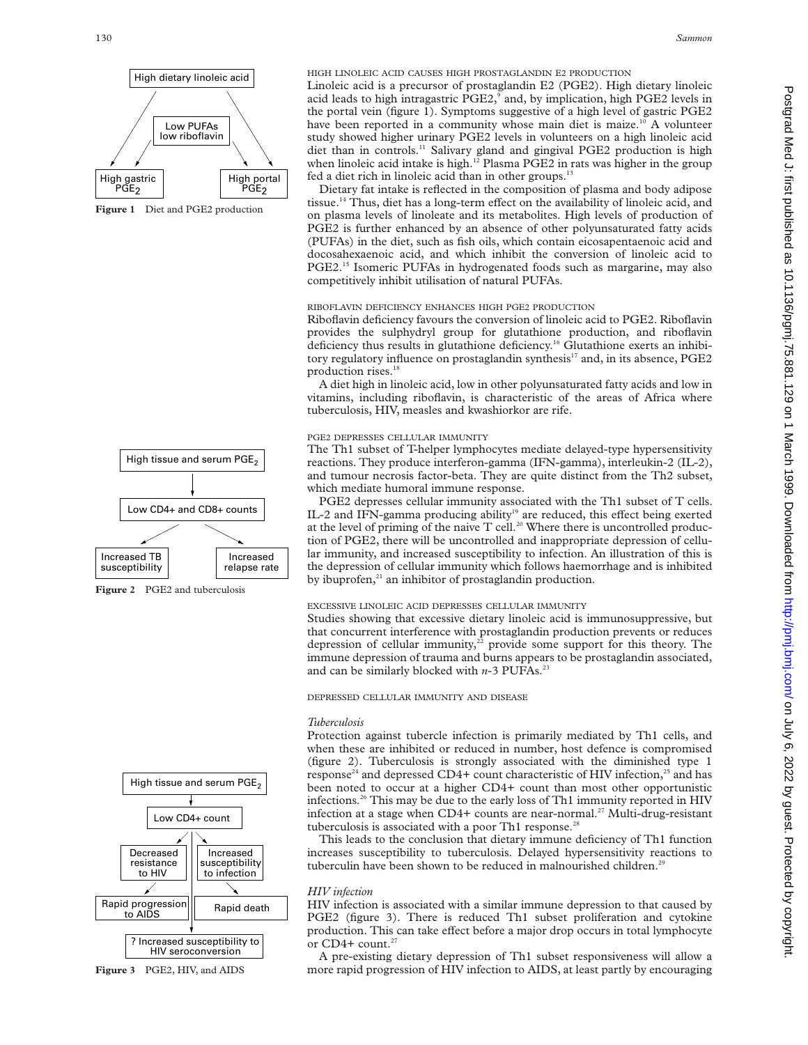High dietary linoleic acid

Low PUFAs
low riboflavin

High gastric $PGE_2$

High portal $PGE_2$

**Figure 1** Diet and PGE2 production

High tissue and serum $PGE_2$

Low CD4+ and CD8+ counts

Increased TB susceptibility

Increased relapse rate

**Figure 2** PGE2 and tuberculosis

High tissue and serum $PGE_2$

Low CD4+ count

Decreased resistance to HIV

Increased susceptibility to infection

Rapid progression to AIDS

Rapid death

? Increased susceptibility to HIV seroconversion

**Figure 3** PGE2, HIV, and AIDS

HIGH LINOLEIC ACID CAUSES HIGH PROSTAGLANDIN E2 PRODUCTION

Linoleic acid is a precursor of prostaglandin E2 (PGE2). High dietary linoleic acid leads to high intragastric PGE2,[9] and, by implication, high PGE2 levels in the portal vein (figure 1). Symptoms suggestive of a high level of gastric PGE2 have been reported in a community whose main diet is maize.[10] A volunteer study showed higher urinary PGE2 levels in volunteers on a high linoleic acid diet than in controls.[11] Salivary gland and gingival PGE2 production is high when linoleic acid intake is high.[12] Plasma PGE2 in rats was higher in the group fed a diet rich in linoleic acid than in other groups.[13]

Dietary fat intake is reflected in the composition of plasma and body adipose tissue.[14] Thus, diet has a long-term effect on the availability of linoleic acid, and on plasma levels of linoleate and its metabolites. High levels of production of PGE2 is further enhanced by an absence of other polyunsaturated fatty acids (PUFAs) in the diet, such as fish oils, which contain eicosapentaenoic acid and docosahexaenoic acid, and which inhibit the conversion of linoleic acid to PGE2.[15] Isomeric PUFAs in hydrogenated foods such as margarine, may also competitively inhibit utilisation of natural PUFAs.

RIBOFLAVIN DEFICIENCY ENHANCES HIGH PGE2 PRODUCTION

Riboflavin deficiency favours the conversion of linoleic acid to PGE2. Riboflavin provides the sulphydryl group for glutathione production, and riboflavin deficiency thus results in glutathione deficiency.[16] Glutathione exerts an inhibitory regulatory influence on prostaglandin synthesis[17] and, in its absence, PGE2 production rises.[18]

A diet high in linoleic acid, low in other polyunsaturated fatty acids and low in vitamins, including riboflavin, is characteristic of the areas of Africa where tuberculosis, HIV, measles and kwashiorkor are rife.

PGE2 DEPRESSES CELLULAR IMMUNITY

The Th1 subset of T-helper lymphocytes mediate delayed-type hypersensitivity reactions. They produce interferon-gamma (IFN-gamma), interleukin-2 (IL-2), and tumour necrosis factor-beta. They are quite distinct from the Th2 subset, which mediate humoral immune response.

PGE2 depresses cellular immunity associated with the Th1 subset of T cells. IL-2 and IFN-gamma producing ability[19] are reduced, this effect being exerted at the level of priming of the naive T cell.[20] Where there is uncontrolled production of PGE2, there will be uncontrolled and inappropriate depression of cellular immunity, and increased susceptibility to infection. An illustration of this is the depression of cellular immunity which follows haemorrhage and is inhibited by ibuprofen,[21] an inhibitor of prostaglandin production.

EXCESSIVE LINOLEIC ACID DEPRESSES CELLULAR IMMUNITY

Studies showing that excessive dietary linoleic acid is immunosuppressive, but that concurrent interference with prostaglandin production prevents or reduces depression of cellular immunity,[22] provide some support for this theory. The immune depression of trauma and burns appears to be prostaglandin associated, and can be similarly blocked with *n*-3 PUFAs.[23]

DEPRESSED CELLULAR IMMUNITY AND DISEASE

*Tuberculosis*

Protection against tubercle infection is primarily mediated by Th1 cells, and when these are inhibited or reduced in number, host defence is compromised (figure 2). Tuberculosis is strongly associated with the diminished type 1 response[24] and depressed CD4+ count characteristic of HIV infection,[25] and has been noted to occur at a higher CD4+ count than most other opportunistic infections.[26] This may be due to the early loss of Th1 immunity reported in HIV infection at a stage when CD4+ counts are near-normal.[27] Multi-drug-resistant tuberculosis is associated with a poor Th1 response.[28]

This leads to the conclusion that dietary immune deficiency of Th1 function increases susceptibility to tuberculosis. Delayed hypersensitivity reactions to tuberculin have been shown to be reduced in malnourished children.[29]

*HIV infection*

HIV infection is associated with a similar immune depression to that caused by PGE2 (figure 3). There is reduced Th1 subset proliferation and cytokine production. This can take effect before a major drop occurs in total lymphocyte or CD4+ count.[27]

A pre-existing dietary depression of Th1 subset responsiveness will allow a more rapid progression of HIV infection to AIDS, at least partly by encouraging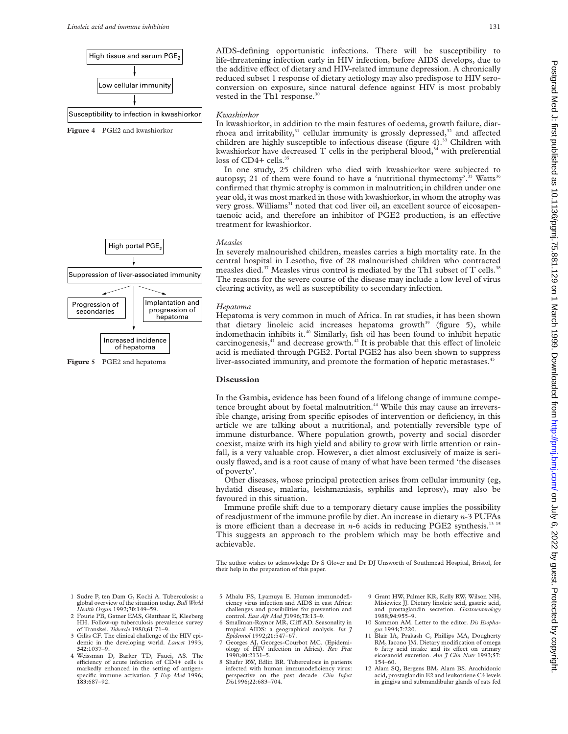High tissue and serum $PGE_2$

Low cellular immunity

Susceptibility to infection in kwashiorkor

**Figure 4** PGE2 and kwashiorkor

AIDS-defining opportunistic infections. There will be susceptibility to life-threatening infection early in HIV infection, before AIDS develops, due to the additive effect of dietary and HIV-related immune depression. A chronically reduced subset 1 response of dietary aetiology may also predispose to HIV seroconversion on exposure, since natural defence against HIV is most probably vested in the Th1 response.[30]

*Kwashiorkor*

In kwashiorkor, in addition to the main features of oedema, growth failure, diarrhoea and irritability,[31] cellular immunity is grossly depressed,[32] and affected children are highly susceptible to infectious disease (figure 4).[33] Children with kwashiorkor have decreased T cells in the peripheral blood,[34] with preferential loss of CD4+ cells.[35]

In one study, 25 children who died with kwashiorkor were subjected to autopsy; 21 of them were found to have a 'nutritional thymectomy'.[33] Watts[36] confirmed that thymic atrophy is common in malnutrition; in children under one year old, it was most marked in those with kwashiorkor, in whom the atrophy was very gross. Williams[31] noted that cod liver oil, an excellent source of eicosapentaenoic acid, and therefore an inhibitor of PGE2 production, is an effective treatment for kwashiorkor.

High portal $PGE_2$

Suppression of liver-associated immunity

Progression of secondaries

Implantation and progression of hepatoma

Increased incidence of hepatoma

**Figure 5** PGE2 and hepatoma

*Measles*

In severely malnourished children, measles carries a high mortality rate. In the central hospital in Lesotho, five of 28 malnourished children who contracted measles died.[37] Measles virus control is mediated by the Th1 subset of T cells.[38] The reasons for the severe course of the disease may include a low level of virus clearing activity, as well as susceptibility to secondary infection.

*Hepatoma*

Hepatoma is very common in much of Africa. In rat studies, it has been shown that dietary linoleic acid increases hepatoma growth[39] (figure 5), while indomethacin inhibits it.[40] Similarly, fish oil has been found to inhibit hepatic carcinogenesis,[41] and decrease growth.[42] It is probable that this effect of linoleic acid is mediated through PGE2. Portal PGE2 has also been shown to suppress liver-associated immunity, and promote the formation of hepatic metastases.[43]

## Discussion

In the Gambia, evidence has been found of a lifelong change of immune competence brought about by foetal malnutrition.[44] While this may cause an irreversible change, arising from specific episodes of intervention or deficiency, in this article we are talking about a nutritional, and potentially reversible type of immune disturbance. Where population growth, poverty and social disorder coexist, maize with its high yield and ability to grow with little attention or rainfall, is a very valuable crop. However, a diet almost exclusively of maize is seriously flawed, and is a root cause of many of what have been termed 'the diseases of poverty'.

Other diseases, whose principal protection arises from cellular immunity (eg, hydatid disease, malaria, leishmaniasis, syphilis and leprosy), may also be favoured in this situation.

Immune profile shift due to a temporary dietary cause implies the possibility of readjustment of the immune profile by diet. An increase in dietary *n*-3 PUFAs is more efficient than a decrease in *n*-6 acids in reducing PGE2 synthesis.[13 15] This suggests an approach to the problem which may be both effective and achievable.

The author wishes to acknowledge Dr S Glover and Dr DJ Unsworth of Southmead Hospital, Bristol, for their help in the preparation of this paper.

1 Sudre P, ten Dam G, Kochi A. Tuberculosis: a global overview of the situation today. *Bull World Health Organ* 1992;**70**:149–59.
2 Fourie PB, Gatner EMS, Glatthaar E, Kleeberg HH. Follow-up tuberculosis prevalence survey of Transkei. *Tubercle* 1980;**61**:71–9.
3 Gilks CF. The clinical challenge of the HIV epidemic in the developing world. *Lancet* 1993; **342**:1037–9.
4 Weissman D, Barker TD, Fauci, AS. The efficiency of acute infection of CD4+ cells is markedly enhanced in the setting of antigen-specific immune activation. *J Exp Med* 1996; **183**:687–92.
5 Mhalu FS, Lyamuya E. Human immunodeficiency virus infection and AIDS in east Africa: challenges and possibilities for prevention and control. *East Afr Med J*1996;**73**:13–9.
6 Smallman-Raynor MR, Cliff AD. Seasonality in tropical AIDS: a geographical analysis. *Int J Epidemiol* 1992;**21**:547–67.
7 Georges AJ, Georges-Courbot MC. (Epidemiology of HIV infection in Africa). *Rev Prat* 1990;**40**:2131–5.
8 Shafer RW, Edlin BR. Tuberculosis in patients infected with human immunodeficiency virus: perspective on the past decade. *Clin Infect Dis*1996;**22**:683–704.
9 Grant HW, Palmer KR, Kelly RW, Wilson NH, Misiewicz JJ. Dietary linoleic acid, gastric acid, and prostaglandin secretion. *Gastroenterology* 1988;**94**:955–9.
10 Sammon AM. Letter to the editor. *Dis Esophagus* 1994;**7**:220.
11 Blair IA, Prakash C, Phillips MA, Dougherty RM, Iacono JM. Dietary modification of omega 6 fatty acid intake and its effect on urinary eicosanoid excretion. *Am J Clin Nutr* 1993;**57**: 154–60.
12 Alam SQ, Bergens BM, Alam BS. Arachidonic acid, prostaglandin E2 and leukotriene C4 levels in gingiva and submandibular glands of rats fed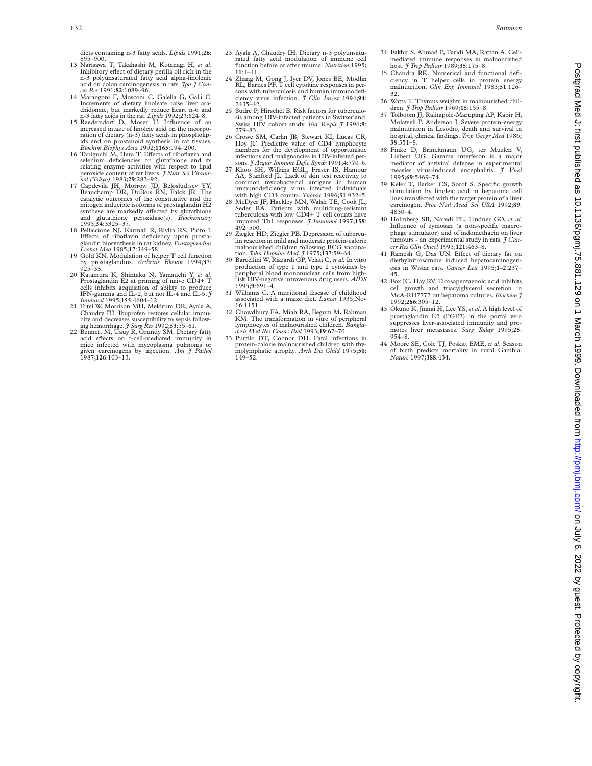diets containing n-3 fatty acids. *Lipids* 1991;**26**: 895–900.

13 Narisawa T, Takahashi M, Kotanagi H, *et al*. Inhibitory effect of dietary perilla oil rich in the n-3 polyunsaturated fatty acid alpha-linolenic acid on colon carcinogenesis in rats. *Jpn J Cancer Res* 1991;**82**:1089–96.
14 Marangoni F, Mosconi C, Galella G, Galli C. Increments of dietary linoleate raise liver arachidonate, but markedly reduce heart n-6 and n-3 fatty acids in the rat. *Lipids* 1992;**27**:624–8.
15 Raedersdorf D, Moser U. Influence of an increased intake of linoleic acid on the incorporation of dietary (n-3) fatty acids in phospholipids and on prostanoid synthesis in rat tissues. *Biochim Biophys Acta* 1992;**1165**:194–200.
16 Taniguchi M, Hara T. Effects of riboflavin and selenium deficiencies on glutathione and its relating enzyme activities with respect to lipid peroxide content of rat livers. *J Nutr Sci Vitaminol (Tokyo)* 1983;**29**:283–92.
17 Capdevila JH, Morrow JD, Belosludtsev YY, Beauchamp DR, DuBois RN, Falck JR. The catalytic outcomes of the constitutive and the mitogen inducible isoforms of prostaglandin H2 synthase are markedly affected by glutathione and glutathione peroxidase(s). *Biochemistry* 1995;**34**:3325–37.
18 Pelliccione NJ, Karmali R, Rivlin RS, Pinto J. Effects of riboflavin deficiency upon prostaglandin biosynthesis in rat kidney. *Prostaglandins Leukot Med* 1985;**17**:349–58.
19 Gold KN. Modulation of helper T cell function by prostaglandins. *Arthritis Rheum* 1994;**37**: 925–33.
20 Katamura K, Shintaku N, Yamauchi Y, *et al*. Prostaglandin E2 at priming of naive CD4+ T cells inhibits acquisition of ability to produce IFN-gamma and IL-2, but not IL-4 and IL-5. *J Immunol* 1995;**155**:4604–12.
21 Ertel W, Morrison MH, Meldrum DR, Ayala A, Chaudry IH. Ibuprofen restores cellular immunity and decreases susceptibility to sepsis following hemorrhage. *J Surg Res* 1992;**53**:55–61.
22 Bennett M, Uauy R, Grundy SM. Dietary fatty acid effects on t-cell-mediated immunity in mice infected with mycoplasma pulmonis or given carcinogens by injection. *Am J Pathol* 1987;**126**:103–13.
23 Ayala A, Chaudry IH. Dietary n-3 polyunsaturated fatty acid modulation of immune cell function before or after trauma. *Nutrition* 1995; **11**:1–11.
24 Zhang M, Gong J, Iyer DV, Jones BE, Modlin RL, Barnes PF. T cell cytokine responses in persons with tuberculosis and human immunodeficiency virus infection. *J Clin Invest* 1994;**94**: 2435–42.
25 Sudre P, Hirschel B. Risk factors for tuberculosis among HIV-infected patients in Switzerland. Swiss HIV cohort study. *Eur Respir J* 1996;**9**: 279–83.
26 Crowe SM, Carlin JB, Stewart KI, Lucas CR, Hoy JF. Predictive value of CD4 lymphocyte numbers for the development of opportunistic infections and malignancies in HIV-infected persons. *J Acquir Immune Defic Syndr* 1991;**4**:770–6.
27 Khoo SH, Wilkins EGL, Fraser IS, Hamour AA, Stanford JL. Lack of skin test reactivity to common mycobacterial antigens in human immunodeficiency virus infected individuals with high CD4 counts. *Thorax* 1996;**51**:932–5.
28 McDyer JF, Hackley MN, Walsh TE, Cook JL, Seder RA. Patients with multidrug-resistant tuberculosis with low CD4+ T cell counts have impaired Th1 responses. *J Immunol* 1997;**158**: 492–500.
29 Ziegler HD, Ziegler PB. Depression of tuberculin reaction in mild and moderate protein-calorie malnourished children following BCG vaccination. *John Hopkins Med J* 1975;**137**:59–64.
30 Barcellini W, Rizzardi GP, Velati C, *et al*. In vitro production of type 1 and type 2 cytokines by peripheral blood mononuclear cells from high-risk HIV-negative intravenous drug users. *AIDS* 1995;**9**:691–4.
31 Williams C. A nutritional disease of childhood associated with a maize diet. *Lancet* 1935;Nov 16:1151.
32 Chowdhury FA, Miah RA, Begum M, Rahman KM. The transformation in vitro of peripheral lymphocytes of malnourished children. *Bangladesh Med Res Counc Bull* 1993;**19**:67–70.
33 Purtilo DT, Connor DH. Fatal infections in protein-calorie malnourished children with thymolymphatic atrophy. *Arch Dis Child* 1975;**50**: 149–52.
34 Fakhir S, Ahmad P, Faridi MA, Rattan A. Cell-mediated immune responses in malnourished host. *J Trop Pediatr* 1989;**35**:175–8.
35 Chandra RK. Numerical and functional deficiency in T helper cells in protein energy malnutrition. *Clin Exp Immunol* 1983;**51**:126–32.
36 Watts T. Thymus weights in malnourished children. *J Trop Pediatr* 1969;**15**:155–8.
37 Tolboom JJ, Ralitapole-Maruping AP, Kabir H, Molatseli P, Anderson J. Severe protein-energy malnutrition in Lesotho, death and survival in hospital, clinical findings. *Trop Geogr Med* 1986; **38**:351–8.
38 Finke D, Brinckmann UG, ter Muelen V, Liebert UG. Gamma interferon is a major mediator of antiviral defense in experimental measles virus-induced encephalitis. *J Virol* 1995;**69**:5469–74.
39 Keler T, Barker CS, Sorof S. Specific growth stimulation by linoleic acid in hepatoma cell lines transfected with the target protein of a liver carcinogen. *Proc Natl Acad Sci USA* 1992;**89**: 4830–4.
40 Holmberg SB, Naredi PL, Lindner GO, *et al*. Influence of zymosan (a non-specific macrophage stimulator) and of indomethacin on liver tumours - an experimental study in rats. *J Cancer Res Clin Oncol* 1995;**121**:463–8.
41 Ramesh G, Das UN. Effect of dietary fat on diethylnitrosamine induced hepatocarcinogenesis in Wistar rats. *Cancer Lett* 1995;**1–2**:237–45.
42 Fox JC, Hay RV. Eicosapentaenoic acid inhibits cell growth and triacylglycerol secretion in McA-RH7777 rat hepatoma cultures. *Biochem J* 1992;**286**:305–12.
43 Okuno K, Jinnai H, Lee YS, *et al*. A high level of prostaglandin E2 (PGE2) in the portal vein suppresses liver-associated immunity and promotes liver metastases. *Surg Today* 1995;**25**: 954–8.
44 Moore SE, Cole TJ, Poskitt EME, *et al*. Season of birth predicts mortality in rural Gambia. *Nature* 1997;**388**:434.